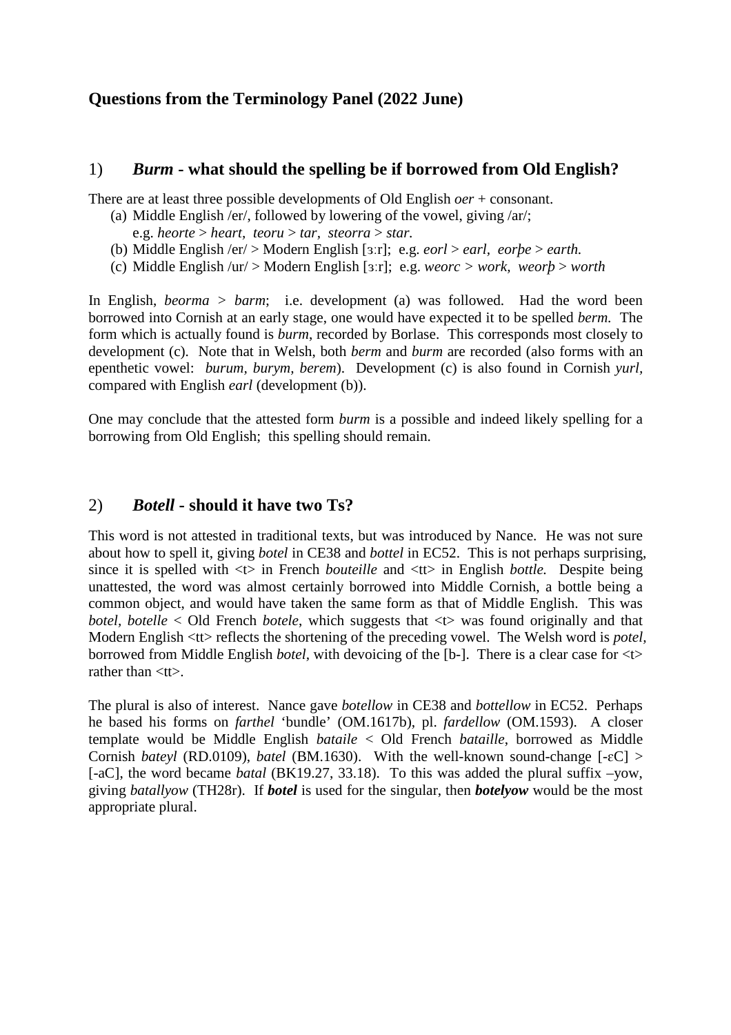## Questions from the Terminology Panel (2022 June)

### 1) *Burm* - what should the spelling be if borrowed from Old English?

There are at least three possible developments of Old English *oer* + consonant.

(a) Middle English /er/, followed by lowering of the vowel, giving /ar/;
    e.g. *heorte* > *heart*, *teoru* > *tar*, *steorra* > *star.*

(b) Middle English /er/ > Modern English [ɜːr]; e.g. *eorl* > *earl*, *eorþe* > *earth.*

(c) Middle English /ur/ > Modern English [ɜːr]; e.g. *weorc* > *work*, *weorþ* > *worth*

In English, *beorma* > *barm*; i.e. development (a) was followed. Had the word been borrowed into Cornish at an early stage, one would have expected it to be spelled *berm.* The form which is actually found is *burm*, recorded by Borlase. This corresponds most closely to development (c). Note that in Welsh, both *berm* and *burm* are recorded (also forms with an epenthetic vowel: *burum*, *burym*, *berem*). Development (c) is also found in Cornish *yurl*, compared with English *earl* (development (b)).

One may conclude that the attested form *burm* is a possible and indeed likely spelling for a borrowing from Old English; this spelling should remain.

### 2) *Botell* - should it have two Ts?

This word is not attested in traditional texts, but was introduced by Nance. He was not sure about how to spell it, giving *botel* in CE38 and *bottel* in EC52. This is not perhaps surprising, since it is spelled with <t> in French *bouteille* and <tt> in English *bottle.* Despite being unattested, the word was almost certainly borrowed into Middle Cornish, a bottle being a common object, and would have taken the same form as that of Middle English. This was *botel*, *botelle* < Old French *botele*, which suggests that <t> was found originally and that Modern English <tt> reflects the shortening of the preceding vowel. The Welsh word is *potel*, borrowed from Middle English *botel*, with devoicing of the [b-]. There is a clear case for <t> rather than <tt>.

The plural is also of interest. Nance gave *botellow* in CE38 and *bottellow* in EC52. Perhaps he based his forms on *farthel* 'bundle' (OM.1617b), pl. *fardellow* (OM.1593). A closer template would be Middle English *bataile* < Old French *bataille*, borrowed as Middle Cornish *bateyl* (RD.0109), *batel* (BM.1630). With the well-known sound-change [-ɛC] > [-aC], the word became *batal* (BK19.27, 33.18). To this was added the plural suffix –yow, giving *batallyow* (TH28r). If ***botel*** is used for the singular, then ***botelyow*** would be the most appropriate plural.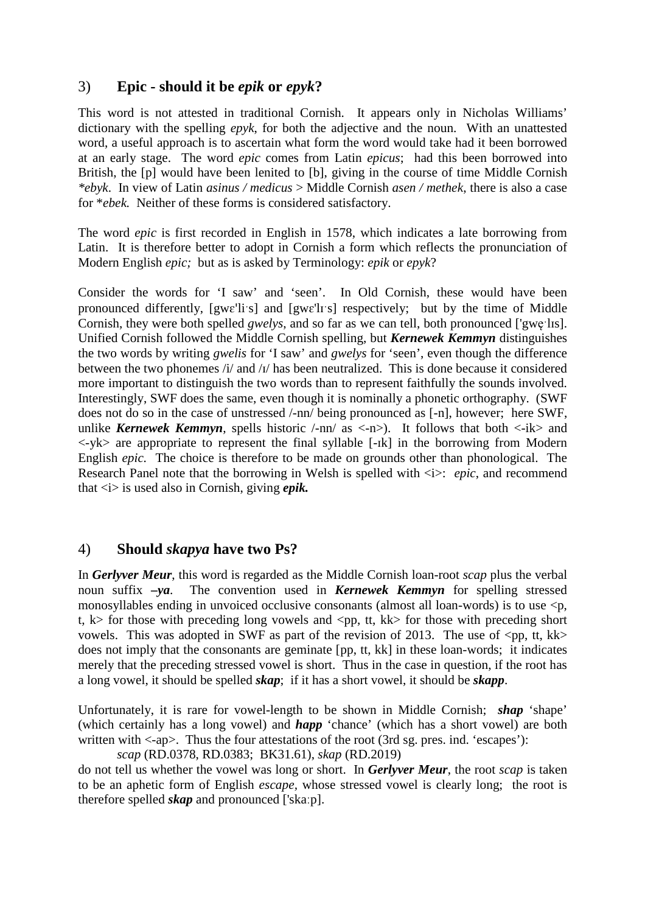## 3) Epic - should it be *epik* or *epyk*?

This word is not attested in traditional Cornish. It appears only in Nicholas Williams' dictionary with the spelling *epyk*, for both the adjective and the noun. With an unattested word, a useful approach is to ascertain what form the word would take had it been borrowed at an early stage. The word *epic* comes from Latin *epicus*; had this been borrowed into British, the [p] would have been lenited to [b], giving in the course of time Middle Cornish *\*ebyk*. In view of Latin *asinus / medicus* > Middle Cornish *asen / methek*, there is also a case for \**ebek.* Neither of these forms is considered satisfactory.

The word *epic* is first recorded in English in 1578, which indicates a late borrowing from Latin. It is therefore better to adopt in Cornish a form which reflects the pronunciation of Modern English *epic;* but as is asked by Terminology: *epik* or *epyk*?

Consider the words for 'I saw' and 'seen'. In Old Cornish, these would have been pronounced differently, [gwɛ'liˑs] and [gwɛ'lɪˑs] respectively; but by the time of Middle Cornish, they were both spelled *gwelys*, and so far as we can tell, both pronounced ['gwẹˑlɪs]. Unified Cornish followed the Middle Cornish spelling, but ***Kernewek Kemmyn*** distinguishes the two words by writing *gwelis* for 'I saw' and *gwelys* for 'seen', even though the difference between the two phonemes /i/ and /ɪ/ has been neutralized. This is done because it considered more important to distinguish the two words than to represent faithfully the sounds involved. Interestingly, SWF does the same, even though it is nominally a phonetic orthography. (SWF does not do so in the case of unstressed /-nn/ being pronounced as [-n], however; here SWF, unlike ***Kernewek Kemmyn***, spells historic /-nn/ as <-n>). It follows that both <-ik> and <-yk> are appropriate to represent the final syllable [-ɪk] in the borrowing from Modern English *epic.* The choice is therefore to be made on grounds other than phonological. The Research Panel note that the borrowing in Welsh is spelled with <i>: *epic*, and recommend that <i> is used also in Cornish, giving ***epik.***

## 4) Should *skapya* have two Ps?

In ***Gerlyver Meur***, this word is regarded as the Middle Cornish loan-root *scap* plus the verbal noun suffix ***–ya***. The convention used in ***Kernewek Kemmyn*** for spelling stressed monosyllables ending in unvoiced occlusive consonants (almost all loan-words) is to use <p, t, k> for those with preceding long vowels and <pp, tt, kk> for those with preceding short vowels. This was adopted in SWF as part of the revision of 2013. The use of <pp, tt, kk> does not imply that the consonants are geminate [pp, tt, kk] in these loan-words; it indicates merely that the preceding stressed vowel is short. Thus in the case in question, if the root has a long vowel, it should be spelled ***skap***; if it has a short vowel, it should be ***skapp***.

Unfortunately, it is rare for vowel-length to be shown in Middle Cornish; ***shap*** 'shape' (which certainly has a long vowel) and ***happ*** 'chance' (which has a short vowel) are both written with <-ap>. Thus the four attestations of the root (3rd sg. pres. ind. 'escapes'):

*scap* (RD.0378, RD.0383; BK31.61), *skap* (RD.2019)

do not tell us whether the vowel was long or short. In ***Gerlyver Meur***, the root *scap* is taken to be an aphetic form of English *escape,* whose stressed vowel is clearly long; the root is therefore spelled ***skap*** and pronounced ['skaːp].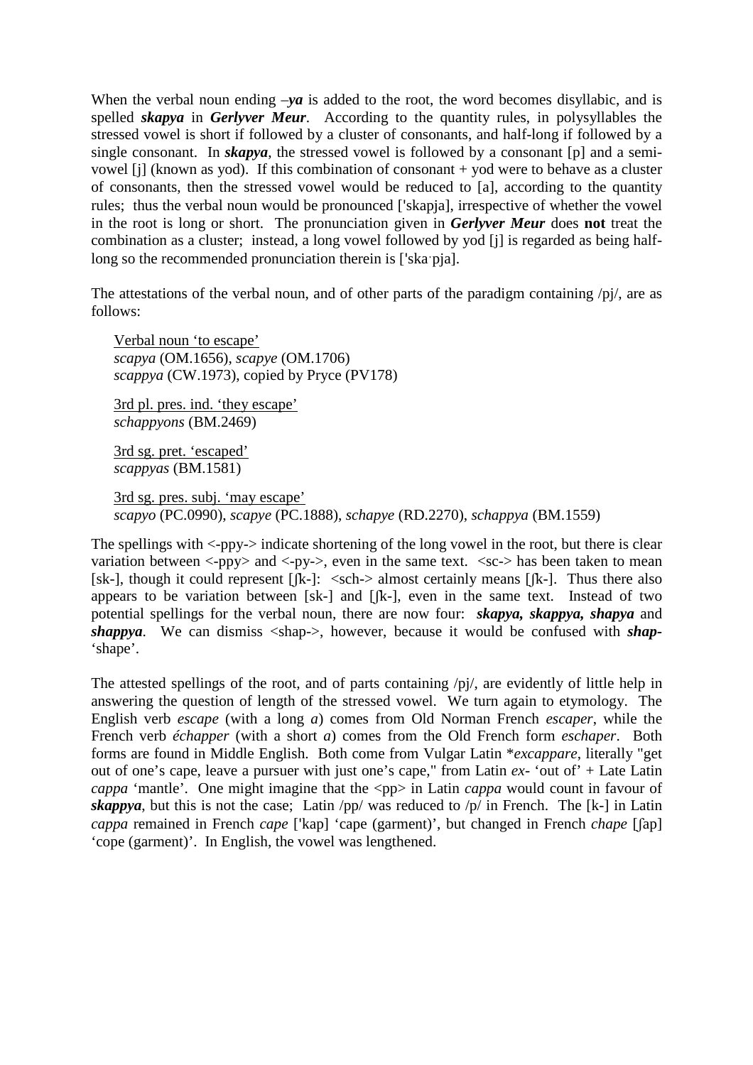When the verbal noun ending *–ya* is added to the root, the word becomes disyllabic, and is spelled ***skapya*** in ***Gerlyver Meur***. According to the quantity rules, in polysyllables the stressed vowel is short if followed by a cluster of consonants, and half-long if followed by a single consonant. In ***skapya***, the stressed vowel is followed by a consonant [p] and a semi-vowel [j] (known as yod). If this combination of consonant + yod were to behave as a cluster of consonants, then the stressed vowel would be reduced to [a], according to the quantity rules; thus the verbal noun would be pronounced ['skapja], irrespective of whether the vowel in the root is long or short. The pronunciation given in ***Gerlyver Meur*** does **not** treat the combination as a cluster; instead, a long vowel followed by yod [j] is regarded as being half-long so the recommended pronunciation therein is ['ska·pja].

The attestations of the verbal noun, and of other parts of the paradigm containing /pj/, are as follows:

<u>Verbal noun 'to escape'</u>
*scapya* (OM.1656), *scapye* (OM.1706)
*scappya* (CW.1973), copied by Pryce (PV178)

<u>3rd pl. pres. ind. 'they escape'</u>
*schappyons* (BM.2469)

<u>3rd sg. pret. 'escaped'</u>
*scappyas* (BM.1581)

<u>3rd sg. pres. subj. 'may escape'</u>
*scapyo* (PC.0990), *scapye* (PC.1888), *schapye* (RD.2270), *schappya* (BM.1559)

The spellings with <-ppy-> indicate shortening of the long vowel in the root, but there is clear variation between <-ppy> and <-py->, even in the same text. <sc-> has been taken to mean [sk-], though it could represent [ʃk-]: <sch-> almost certainly means [ʃk-]. Thus there also appears to be variation between [sk-] and [ʃk-], even in the same text. Instead of two potential spellings for the verbal noun, there are now four: ***skapya, skappya, shapya*** and ***shappya***. We can dismiss <shap->, however, because it would be confused with ***shap-*** 'shape'.

The attested spellings of the root, and of parts containing /pj/, are evidently of little help in answering the question of length of the stressed vowel. We turn again to etymology. The English verb *escape* (with a long *a*) comes from Old Norman French *escaper*, while the French verb *échapper* (with a short *a*) comes from the Old French form *eschaper*. Both forms are found in Middle English. Both come from Vulgar Latin \**excappare*, literally "get out of one's cape, leave a pursuer with just one's cape," from Latin *ex-* 'out of' + Late Latin *cappa* 'mantle'. One might imagine that the <pp> in Latin *cappa* would count in favour of ***skappya***, but this is not the case; Latin /pp/ was reduced to /p/ in French. The [k-] in Latin *cappa* remained in French *cape* ['kap] 'cape (garment)', but changed in French *chape* [ʃap] 'cope (garment)'. In English, the vowel was lengthened.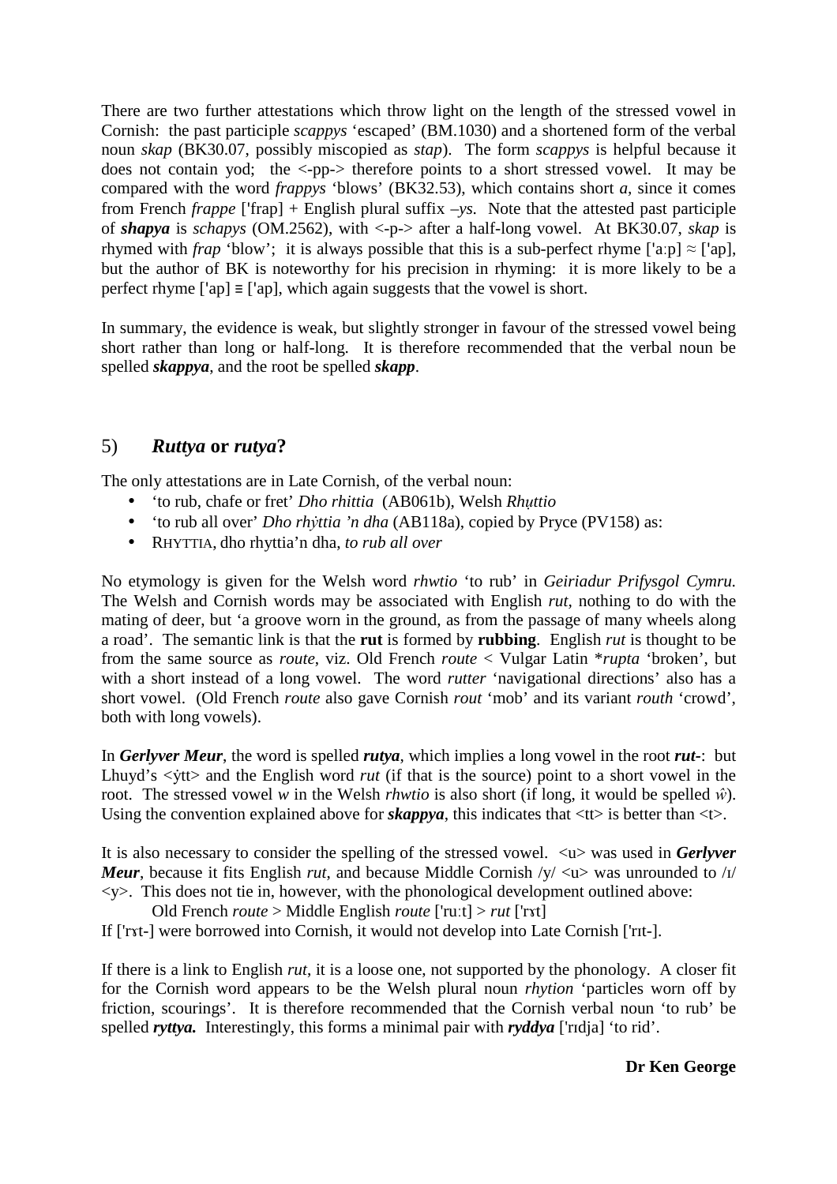There are two further attestations which throw light on the length of the stressed vowel in Cornish: the past participle *scappys* 'escaped' (BM.1030) and a shortened form of the verbal noun *skap* (BK30.07, possibly miscopied as *stap*). The form *scappys* is helpful because it does not contain yod; the <-pp-> therefore points to a short stressed vowel. It may be compared with the word *frappys* 'blows' (BK32.53), which contains short *a*, since it comes from French *frappe* ['frap] + English plural suffix *–ys.* Note that the attested past participle of ***shapya*** is *schapys* (OM.2562), with <-p-> after a half-long vowel. At BK30.07, *skap* is rhymed with *frap* 'blow'; it is always possible that this is a sub-perfect rhyme ['aːp] ≈ ['ap], but the author of BK is noteworthy for his precision in rhyming: it is more likely to be a perfect rhyme ['ap] ≡ ['ap], which again suggests that the vowel is short.

In summary, the evidence is weak, but slightly stronger in favour of the stressed vowel being short rather than long or half-long. It is therefore recommended that the verbal noun be spelled ***skappya***, and the root be spelled ***skapp***.

## 5) *Ruttya* or *rutya*?

The only attestations are in Late Cornish, of the verbal noun:

- 'to rub, chafe or fret' *Dho rhittia* (AB061b), Welsh *Rhụttio*
- 'to rub all over' *Dho rhẏttia 'n dha* (AB118a), copied by Pryce (PV158) as:
- RHYTTIA, dho rhyttia'n dha, *to rub all over*

No etymology is given for the Welsh word *rhwtio* 'to rub' in *Geiriadur Prifysgol Cymru.* The Welsh and Cornish words may be associated with English *rut,* nothing to do with the mating of deer, but 'a groove worn in the ground, as from the passage of many wheels along a road'. The semantic link is that the **rut** is formed by **rubbing**. English *rut* is thought to be from the same source as *route*, viz. Old French *route* < Vulgar Latin \**rupta* 'broken', but with a short instead of a long vowel. The word *rutter* 'navigational directions' also has a short vowel. (Old French *route* also gave Cornish *rout* 'mob' and its variant *routh* 'crowd', both with long vowels).

In ***Gerlyver Meur***, the word is spelled ***rutya***, which implies a long vowel in the root ***rut-***: but Lhuyd's <ẏtt> and the English word *rut* (if that is the source) point to a short vowel in the root. The stressed vowel *w* in the Welsh *rhwtio* is also short (if long, it would be spelled *ŵ*). Using the convention explained above for ***skappya***, this indicates that <tt> is better than <t>.

It is also necessary to consider the spelling of the stressed vowel. <u> was used in ***Gerlyver Meur***, because it fits English *rut*, and because Middle Cornish /y/ <u> was unrounded to /ɪ/ <y>. This does not tie in, however, with the phonological development outlined above:

Old French *route* > Middle English *route* ['ruːt] > *rut* ['rɤt]

If ['rɤt-] were borrowed into Cornish, it would not develop into Late Cornish ['rɪt-].

If there is a link to English *rut*, it is a loose one, not supported by the phonology. A closer fit for the Cornish word appears to be the Welsh plural noun *rhytion* 'particles worn off by friction, scourings'. It is therefore recommended that the Cornish verbal noun 'to rub' be spelled ***ryttya.*** Interestingly, this forms a minimal pair with ***ryddya*** ['rɪdja] 'to rid'.

**Dr Ken George**